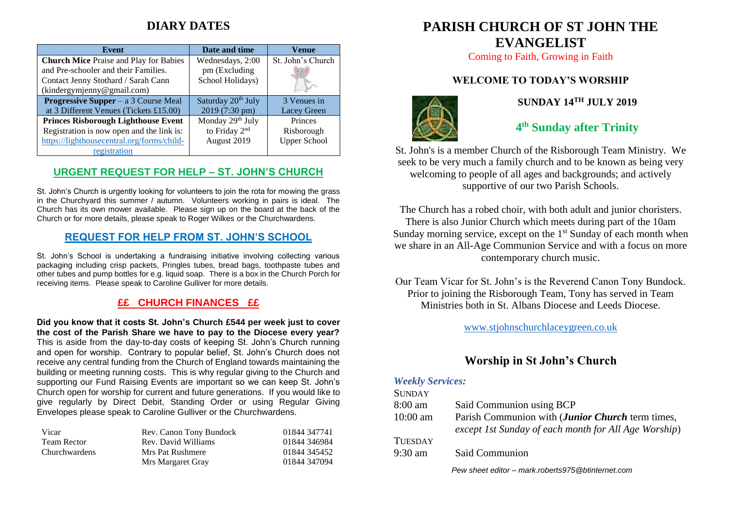## DIARY DATES

| Event | Date and time | Venue |
|---|---|---|
| **Church Mice** Praise and Play for Babies and Pre-schooler and their Families. Contact Jenny Stothard / Sarah Cann (kindergymjenny@gmail.com) | Wednesdays, 2:00 pm (Excluding School Holidays) | St. John's Church |
| **Progressive Supper** – a 3 Course Meal at 3 Different Venues (Tickets £15.00) | Saturday 20th July 2019 (7:30 pm) | 3 Venues in Lacey Green |
| **Princes Risborough Lighthouse Event** Registration is now open and the link is: https://lighthousecentral.org/forms/child-registration | Monday 29th July to Friday 2nd August 2019 | Princes Risborough Upper School |

### URGENT REQUEST FOR HELP – ST. JOHN'S CHURCH

St. John's Church is urgently looking for volunteers to join the rota for mowing the grass in the Churchyard this summer / autumn. Volunteers working in pairs is ideal. The Church has its own mower available. Please sign up on the board at the back of the Church or for more details, please speak to Roger Wilkes or the Churchwardens.

### REQUEST FOR HELP FROM ST. JOHN'S SCHOOL

St. John's School is undertaking a fundraising initiative involving collecting various packaging including crisp packets, Pringles tubes, bread bags, toothpaste tubes and other tubes and pump bottles for e.g. liquid soap. There is a box in the Church Porch for receiving items. Please speak to Caroline Gulliver for more details.

### ££ CHURCH FINANCES ££

**Did you know that it costs St. John's Church £544 per week just to cover the cost of the Parish Share we have to pay to the Diocese every year?** This is aside from the day-to-day costs of keeping St. John's Church running and open for worship. Contrary to popular belief, St. John's Church does not receive any central funding from the Church of England towards maintaining the building or meeting running costs. This is why regular giving to the Church and supporting our Fund Raising Events are important so we can keep St. John's Church open for worship for current and future generations. If you would like to give regularly by Direct Debit, Standing Order or using Regular Giving Envelopes please speak to Caroline Gulliver or the Churchwardens.

| | | |
|---|---|---|
| Vicar | Rev. Canon Tony Bundock | 01844 347741 |
| Team Rector | Rev. David Williams | 01844 346984 |
| Churchwardens | Mrs Pat Rushmere | 01844 345452 |
| | Mrs Margaret Gray | 01844 347094 |

# PARISH CHURCH OF ST JOHN THE EVANGELIST

Coming to Faith, Growing in Faith

### WELCOME TO TODAY'S WORSHIP

**SUNDAY 14TH JULY 2019**

## 4th Sunday after Trinity

St. John's is a member Church of the Risborough Team Ministry. We seek to be very much a family church and to be known as being very welcoming to people of all ages and backgrounds; and actively supportive of our two Parish Schools.

The Church has a robed choir, with both adult and junior choristers. There is also Junior Church which meets during part of the 10am Sunday morning service, except on the 1st Sunday of each month when we share in an All-Age Communion Service and with a focus on more contemporary church music.

Our Team Vicar for St. John's is the Reverend Canon Tony Bundock. Prior to joining the Risborough Team, Tony has served in Team Ministries both in St. Albans Diocese and Leeds Diocese.

www.stjohnschurchlaceygreen.co.uk

## Worship in St John's Church

***Weekly Services:***

SUNDAY

| | |
|---|---|
| 8:00 am | Said Communion using BCP |
| 10:00 am | Parish Communion with (***Junior Church*** term times, *except 1st Sunday of each month for All Age Worship*) |

TUESDAY

| | |
|---|---|
| 9:30 am | Said Communion |

*Pew sheet editor – mark.roberts975@btinternet.com*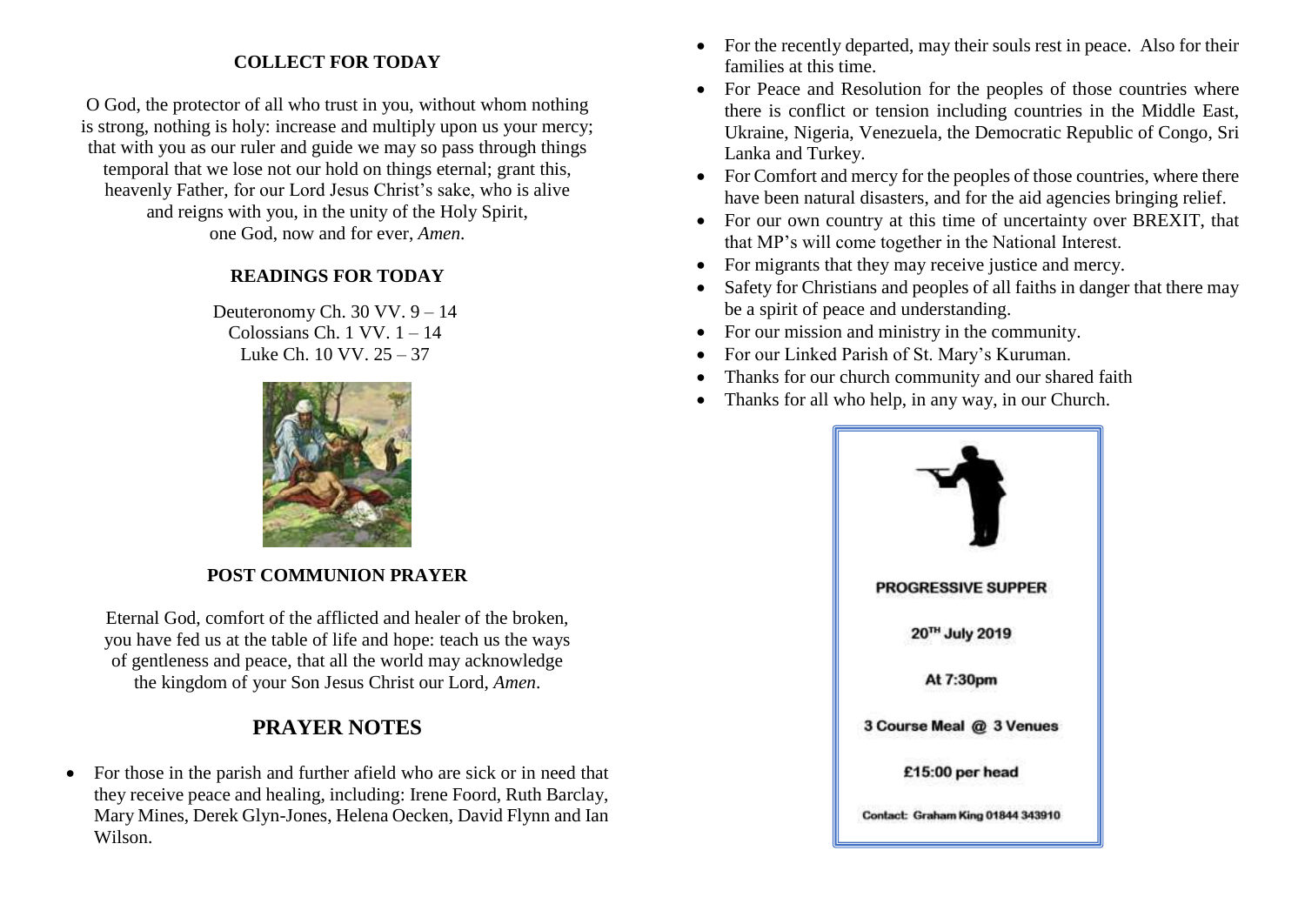## COLLECT FOR TODAY

O God, the protector of all who trust in you, without whom nothing is strong, nothing is holy: increase and multiply upon us your mercy; that with you as our ruler and guide we may so pass through things temporal that we lose not our hold on things eternal; grant this, heavenly Father, for our Lord Jesus Christ's sake, who is alive and reigns with you, in the unity of the Holy Spirit, one God, now and for ever, *Amen*.

## READINGS FOR TODAY

Deuteronomy Ch. 30 VV. 9 – 14
Colossians Ch. 1 VV. 1 – 14
Luke Ch. 10 VV. 25 – 37

## POST COMMUNION PRAYER

Eternal God, comfort of the afflicted and healer of the broken, you have fed us at the table of life and hope: teach us the ways of gentleness and peace, that all the world may acknowledge the kingdom of your Son Jesus Christ our Lord, *Amen*.

## PRAYER NOTES

- For those in the parish and further afield who are sick or in need that they receive peace and healing, including: Irene Foord, Ruth Barclay, Mary Mines, Derek Glyn-Jones, Helena Oecken, David Flynn and Ian Wilson.
- For the recently departed, may their souls rest in peace. Also for their families at this time.
- For Peace and Resolution for the peoples of those countries where there is conflict or tension including countries in the Middle East, Ukraine, Nigeria, Venezuela, the Democratic Republic of Congo, Sri Lanka and Turkey.
- For Comfort and mercy for the peoples of those countries, where there have been natural disasters, and for the aid agencies bringing relief.
- For our own country at this time of uncertainty over BREXIT, that that MP's will come together in the National Interest.
- For migrants that they may receive justice and mercy.
- Safety for Christians and peoples of all faiths in danger that there may be a spirit of peace and understanding.
- For our mission and ministry in the community.
- For our Linked Parish of St. Mary's Kuruman.
- Thanks for our church community and our shared faith
- Thanks for all who help, in any way, in our Church.

**PROGRESSIVE SUPPER**

**20TH July 2019**

**At 7:30pm**

**3 Course Meal @ 3 Venues**

**£15:00 per head**

**Contact: Graham King 01844 343910**